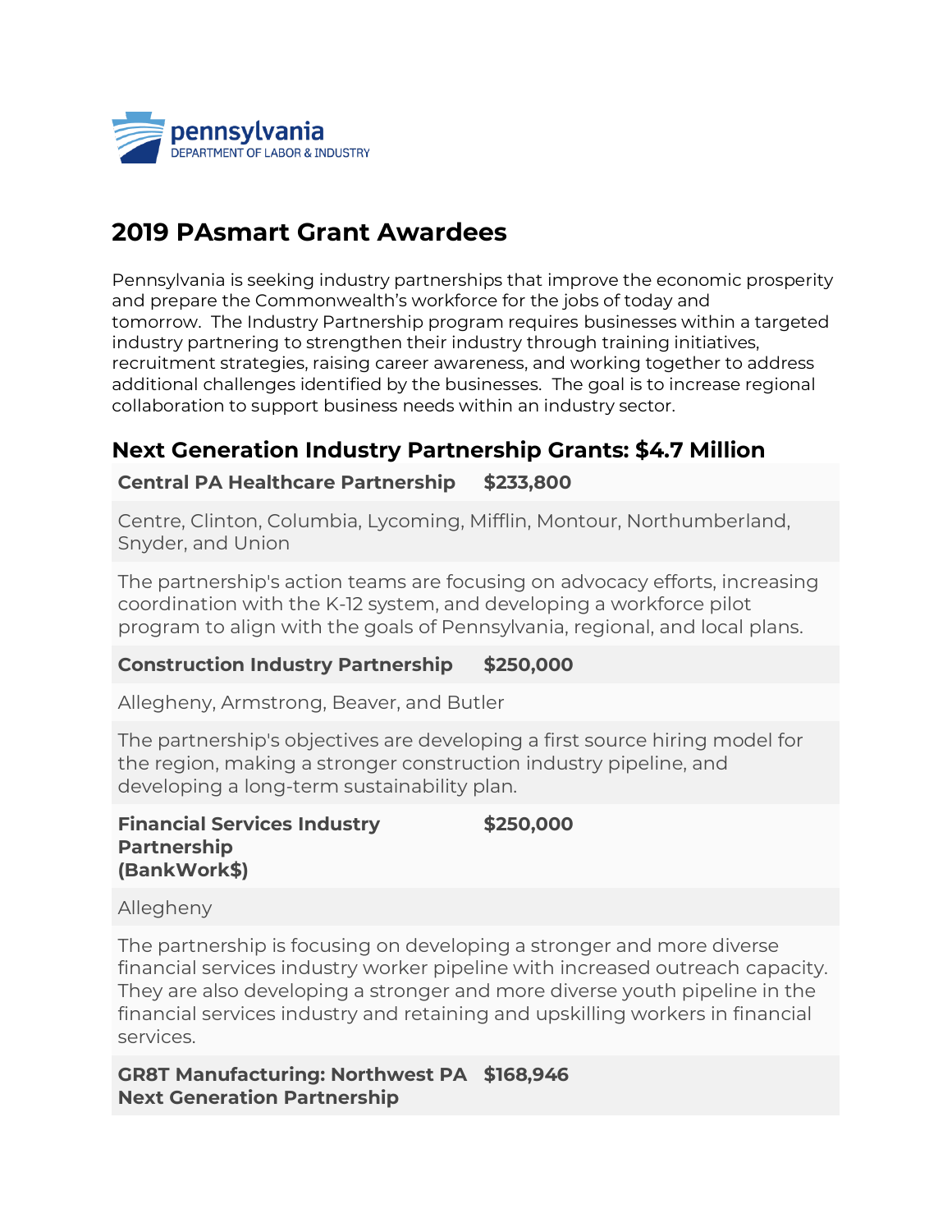pennsylvania
DEPARTMENT OF LABOR & INDUSTRY

# 2019 PAsmart Grant Awardees

Pennsylvania is seeking industry partnerships that improve the economic prosperity and prepare the Commonwealth's workforce for the jobs of today and tomorrow. The Industry Partnership program requires businesses within a targeted industry partnering to strengthen their industry through training initiatives, recruitment strategies, raising career awareness, and working together to address additional challenges identified by the businesses. The goal is to increase regional collaboration to support business needs within an industry sector.

## Next Generation Industry Partnership Grants: $4.7 Million

**Central PA Healthcare Partnership** **$233,800**

Centre, Clinton, Columbia, Lycoming, Mifflin, Montour, Northumberland, Snyder, and Union

The partnership's action teams are focusing on advocacy efforts, increasing coordination with the K-12 system, and developing a workforce pilot program to align with the goals of Pennsylvania, regional, and local plans.

**Construction Industry Partnership** **$250,000**

Allegheny, Armstrong, Beaver, and Butler

The partnership's objectives are developing a first source hiring model for the region, making a stronger construction industry pipeline, and developing a long-term sustainability plan.

**Financial Services Industry Partnership (BankWork$)** **$250,000**

Allegheny

The partnership is focusing on developing a stronger and more diverse financial services industry worker pipeline with increased outreach capacity. They are also developing a stronger and more diverse youth pipeline in the financial services industry and retaining and upskilling workers in financial services.

**GR8T Manufacturing: Northwest PA Next Generation Partnership** **$168,946**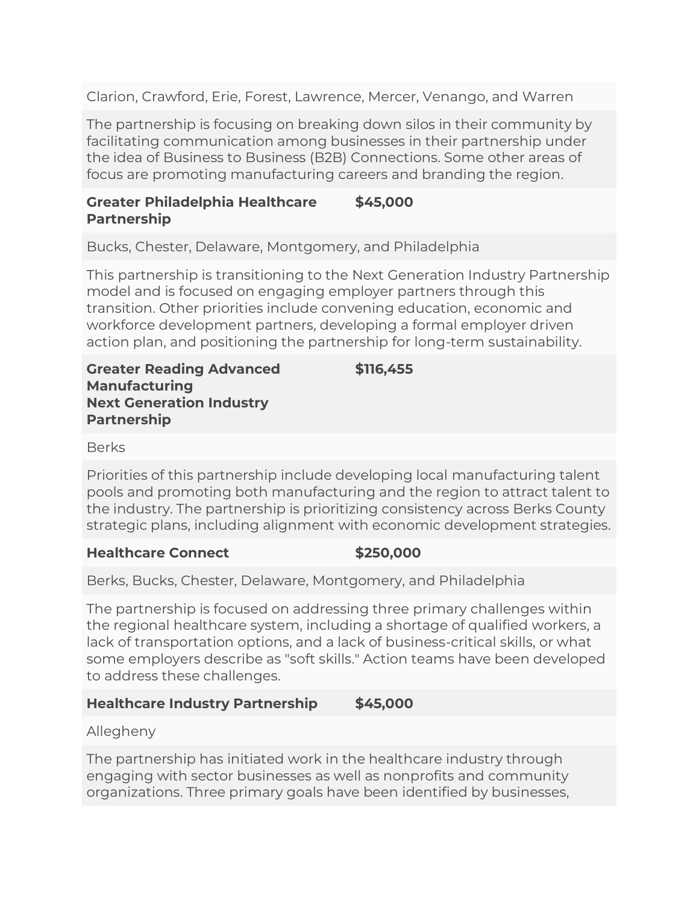Clarion, Crawford, Erie, Forest, Lawrence, Mercer, Venango, and Warren

The partnership is focusing on breaking down silos in their community by facilitating communication among businesses in their partnership under the idea of Business to Business (B2B) Connections. Some other areas of focus are promoting manufacturing careers and branding the region.

**Greater Philadelphia Healthcare Partnership** — **$45,000**

Bucks, Chester, Delaware, Montgomery, and Philadelphia

This partnership is transitioning to the Next Generation Industry Partnership model and is focused on engaging employer partners through this transition. Other priorities include convening education, economic and workforce development partners, developing a formal employer driven action plan, and positioning the partnership for long-term sustainability.

**Greater Reading Advanced Manufacturing Next Generation Industry Partnership** — **$116,455**

Berks

Priorities of this partnership include developing local manufacturing talent pools and promoting both manufacturing and the region to attract talent to the industry. The partnership is prioritizing consistency across Berks County strategic plans, including alignment with economic development strategies.

**Healthcare Connect** — **$250,000**

Berks, Bucks, Chester, Delaware, Montgomery, and Philadelphia

The partnership is focused on addressing three primary challenges within the regional healthcare system, including a shortage of qualified workers, a lack of transportation options, and a lack of business-critical skills, or what some employers describe as "soft skills." Action teams have been developed to address these challenges.

**Healthcare Industry Partnership** — **$45,000**

Allegheny

The partnership has initiated work in the healthcare industry through engaging with sector businesses as well as nonprofits and community organizations. Three primary goals have been identified by businesses,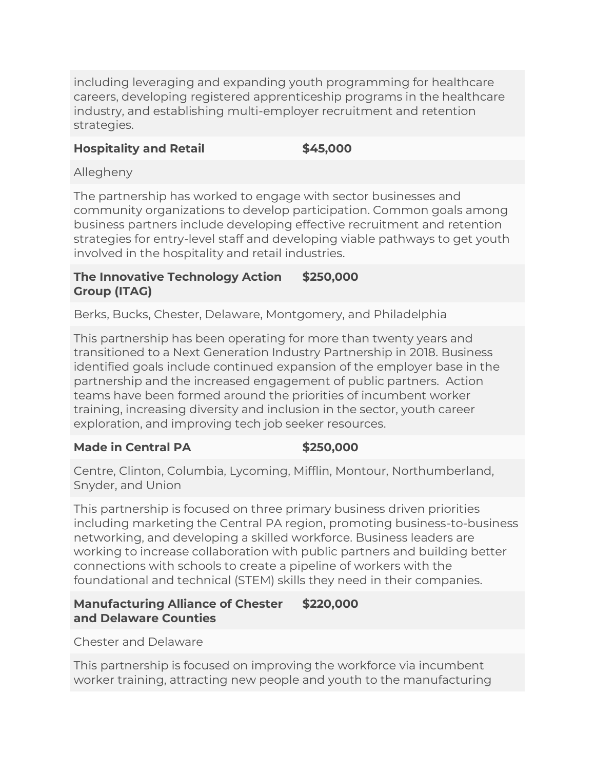including leveraging and expanding youth programming for healthcare careers, developing registered apprenticeship programs in the healthcare industry, and establishing multi-employer recruitment and retention strategies.

| | |
|---|---|
| **Hospitality and Retail** | **$45,000** |
| Allegheny | |
| The partnership has worked to engage with sector businesses and community organizations to develop participation. Common goals among business partners include developing effective recruitment and retention strategies for entry-level staff and developing viable pathways to get youth involved in the hospitality and retail industries. | |
| **The Innovative Technology Action Group (ITAG)** | **$250,000** |
| Berks, Bucks, Chester, Delaware, Montgomery, and Philadelphia | |
| This partnership has been operating for more than twenty years and transitioned to a Next Generation Industry Partnership in 2018. Business identified goals include continued expansion of the employer base in the partnership and the increased engagement of public partners. Action teams have been formed around the priorities of incumbent worker training, increasing diversity and inclusion in the sector, youth career exploration, and improving tech job seeker resources. | |
| **Made in Central PA** | **$250,000** |
| Centre, Clinton, Columbia, Lycoming, Mifflin, Montour, Northumberland, Snyder, and Union | |
| This partnership is focused on three primary business driven priorities including marketing the Central PA region, promoting business-to-business networking, and developing a skilled workforce. Business leaders are working to increase collaboration with public partners and building better connections with schools to create a pipeline of workers with the foundational and technical (STEM) skills they need in their companies. | |
| **Manufacturing Alliance of Chester and Delaware Counties** | **$220,000** |
| Chester and Delaware | |
| This partnership is focused on improving the workforce via incumbent worker training, attracting new people and youth to the manufacturing | |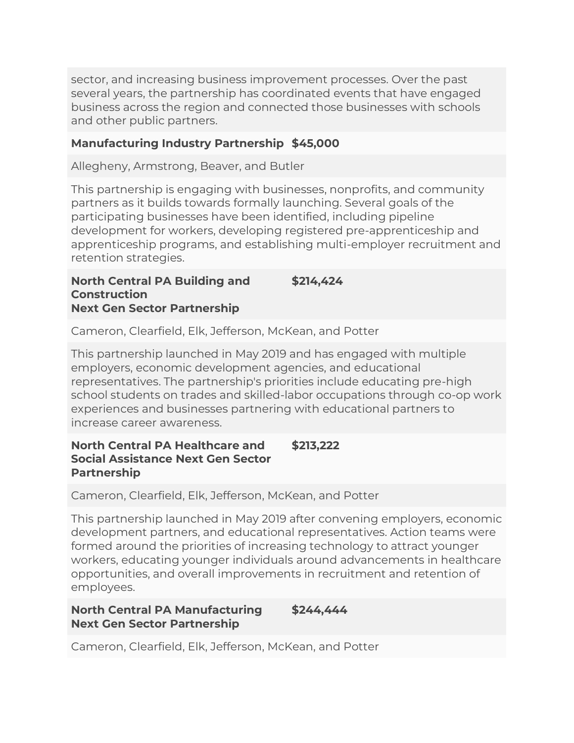sector, and increasing business improvement processes. Over the past several years, the partnership has coordinated events that have engaged business across the region and connected those businesses with schools and other public partners.

| **Manufacturing Industry Partnership** | **$45,000** |
|---|---|
| Allegheny, Armstrong, Beaver, and Butler | |
| This partnership is engaging with businesses, nonprofits, and community partners as it builds towards formally launching. Several goals of the participating businesses have been identified, including pipeline development for workers, developing registered pre-apprenticeship and apprenticeship programs, and establishing multi-employer recruitment and retention strategies. | |
| **North Central PA Building and Construction Next Gen Sector Partnership** | **$214,424** |
| Cameron, Clearfield, Elk, Jefferson, McKean, and Potter | |
| This partnership launched in May 2019 and has engaged with multiple employers, economic development agencies, and educational representatives. The partnership's priorities include educating pre-high school students on trades and skilled-labor occupations through co-op work experiences and businesses partnering with educational partners to increase career awareness. | |
| **North Central PA Healthcare and Social Assistance Next Gen Sector Partnership** | **$213,222** |
| Cameron, Clearfield, Elk, Jefferson, McKean, and Potter | |
| This partnership launched in May 2019 after convening employers, economic development partners, and educational representatives. Action teams were formed around the priorities of increasing technology to attract younger workers, educating younger individuals around advancements in healthcare opportunities, and overall improvements in recruitment and retention of employees. | |
| **North Central PA Manufacturing Next Gen Sector Partnership** | **$244,444** |
| Cameron, Clearfield, Elk, Jefferson, McKean, and Potter | |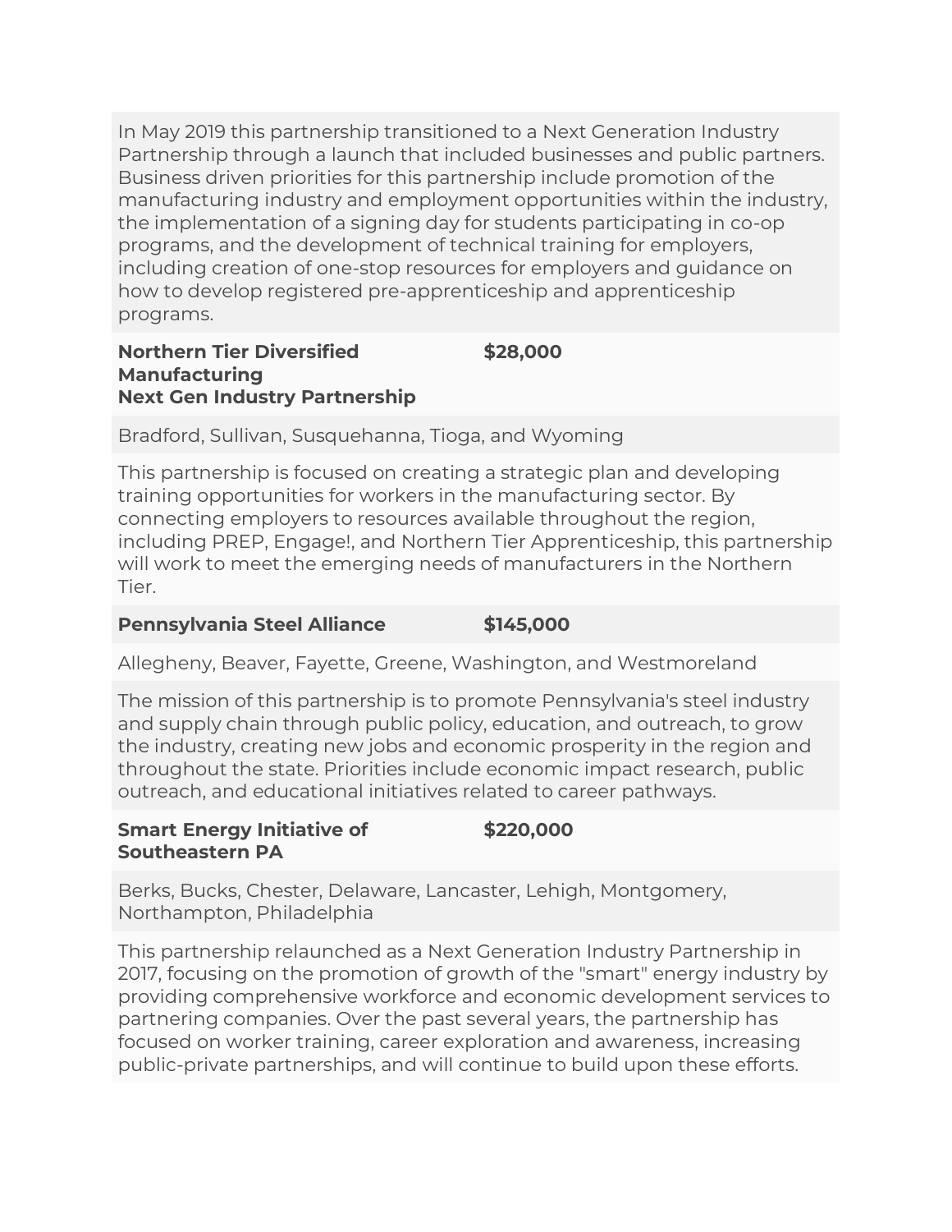In May 2019 this partnership transitioned to a Next Generation Industry Partnership through a launch that included businesses and public partners. Business driven priorities for this partnership include promotion of the manufacturing industry and employment opportunities within the industry, the implementation of a signing day for students participating in co-op programs, and the development of technical training for employers, including creation of one-stop resources for employers and guidance on how to develop registered pre-apprenticeship and apprenticeship programs.

| **Northern Tier Diversified Manufacturing Next Gen Industry Partnership** | **$28,000** |
|---|---|

Bradford, Sullivan, Susquehanna, Tioga, and Wyoming

This partnership is focused on creating a strategic plan and developing training opportunities for workers in the manufacturing sector. By connecting employers to resources available throughout the region, including PREP, Engage!, and Northern Tier Apprenticeship, this partnership will work to meet the emerging needs of manufacturers in the Northern Tier.

| **Pennsylvania Steel Alliance** | **$145,000** |
|---|---|

Allegheny, Beaver, Fayette, Greene, Washington, and Westmoreland

The mission of this partnership is to promote Pennsylvania's steel industry and supply chain through public policy, education, and outreach, to grow the industry, creating new jobs and economic prosperity in the region and throughout the state. Priorities include economic impact research, public outreach, and educational initiatives related to career pathways.

| **Smart Energy Initiative of Southeastern PA** | **$220,000** |
|---|---|

Berks, Bucks, Chester, Delaware, Lancaster, Lehigh, Montgomery, Northampton, Philadelphia

This partnership relaunched as a Next Generation Industry Partnership in 2017, focusing on the promotion of growth of the "smart" energy industry by providing comprehensive workforce and economic development services to partnering companies. Over the past several years, the partnership has focused on worker training, career exploration and awareness, increasing public-private partnerships, and will continue to build upon these efforts.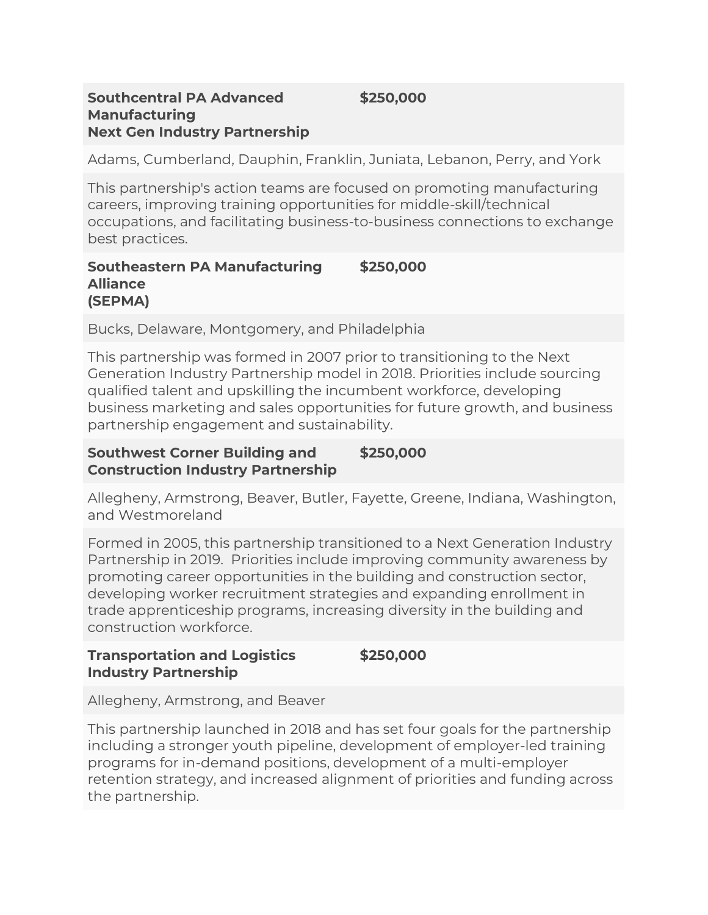| **Southcentral PA Advanced Manufacturing Next Gen Industry Partnership** | **$250,000** |
|---|---|
| Adams, Cumberland, Dauphin, Franklin, Juniata, Lebanon, Perry, and York | |
| This partnership's action teams are focused on promoting manufacturing careers, improving training opportunities for middle-skill/technical occupations, and facilitating business-to-business connections to exchange best practices. | |
| **Southeastern PA Manufacturing Alliance (SEPMA)** | **$250,000** |
| Bucks, Delaware, Montgomery, and Philadelphia | |
| This partnership was formed in 2007 prior to transitioning to the Next Generation Industry Partnership model in 2018. Priorities include sourcing qualified talent and upskilling the incumbent workforce, developing business marketing and sales opportunities for future growth, and business partnership engagement and sustainability. | |
| **Southwest Corner Building and Construction Industry Partnership** | **$250,000** |
| Allegheny, Armstrong, Beaver, Butler, Fayette, Greene, Indiana, Washington, and Westmoreland | |
| Formed in 2005, this partnership transitioned to a Next Generation Industry Partnership in 2019. Priorities include improving community awareness by promoting career opportunities in the building and construction sector, developing worker recruitment strategies and expanding enrollment in trade apprenticeship programs, increasing diversity in the building and construction workforce. | |
| **Transportation and Logistics Industry Partnership** | **$250,000** |
| Allegheny, Armstrong, and Beaver | |
| This partnership launched in 2018 and has set four goals for the partnership including a stronger youth pipeline, development of employer-led training programs for in-demand positions, development of a multi-employer retention strategy, and increased alignment of priorities and funding across the partnership. | |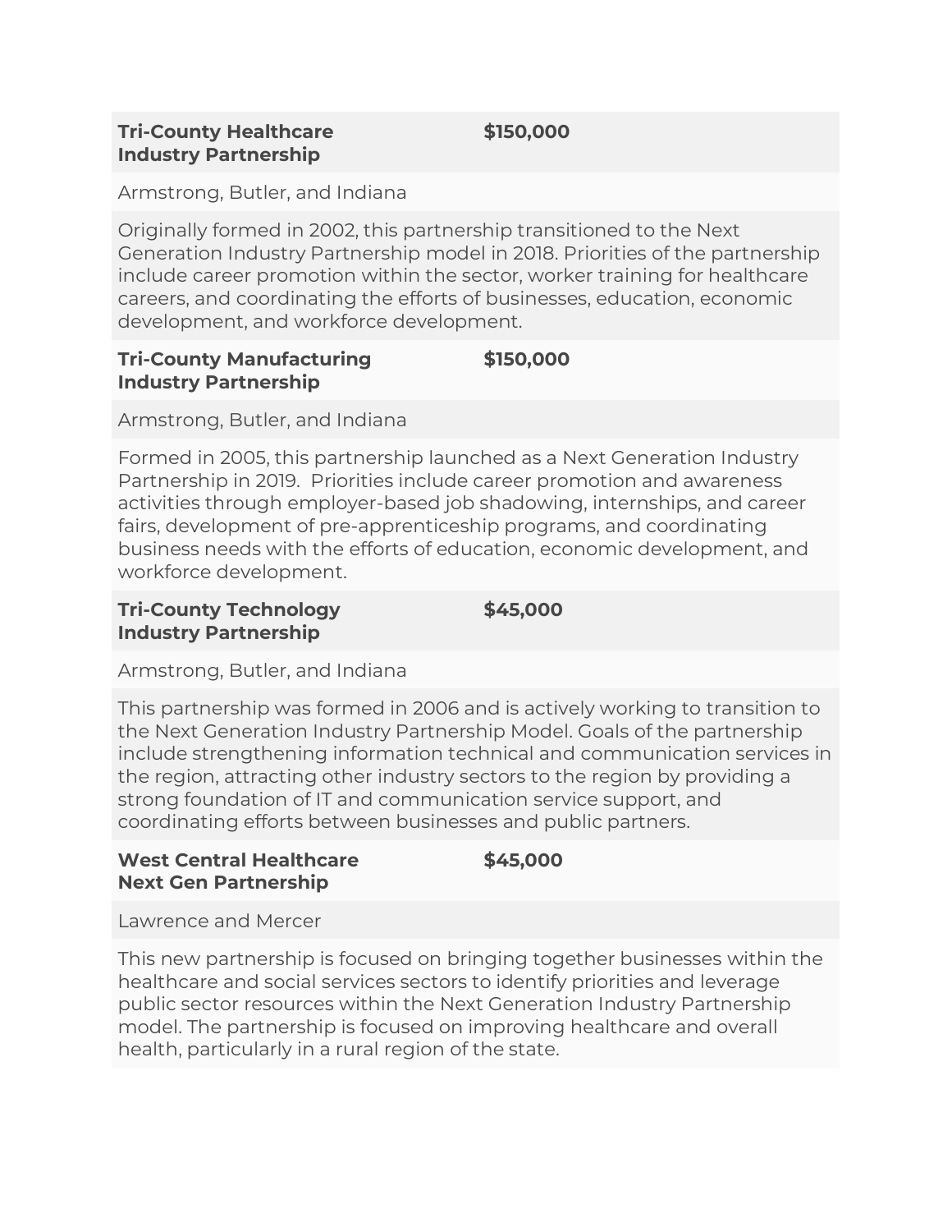| **Tri-County Healthcare Industry Partnership** | **$150,000** |
|---|---|
| Armstrong, Butler, and Indiana | |
| Originally formed in 2002, this partnership transitioned to the Next Generation Industry Partnership model in 2018. Priorities of the partnership include career promotion within the sector, worker training for healthcare careers, and coordinating the efforts of businesses, education, economic development, and workforce development. | |
| **Tri-County Manufacturing Industry Partnership** | **$150,000** |
| Armstrong, Butler, and Indiana | |
| Formed in 2005, this partnership launched as a Next Generation Industry Partnership in 2019. Priorities include career promotion and awareness activities through employer-based job shadowing, internships, and career fairs, development of pre-apprenticeship programs, and coordinating business needs with the efforts of education, economic development, and workforce development. | |
| **Tri-County Technology Industry Partnership** | **$45,000** |
| Armstrong, Butler, and Indiana | |
| This partnership was formed in 2006 and is actively working to transition to the Next Generation Industry Partnership Model. Goals of the partnership include strengthening information technical and communication services in the region, attracting other industry sectors to the region by providing a strong foundation of IT and communication service support, and coordinating efforts between businesses and public partners. | |
| **West Central Healthcare Next Gen Partnership** | **$45,000** |
| Lawrence and Mercer | |
| This new partnership is focused on bringing together businesses within the healthcare and social services sectors to identify priorities and leverage public sector resources within the Next Generation Industry Partnership model. The partnership is focused on improving healthcare and overall health, particularly in a rural region of the state. | |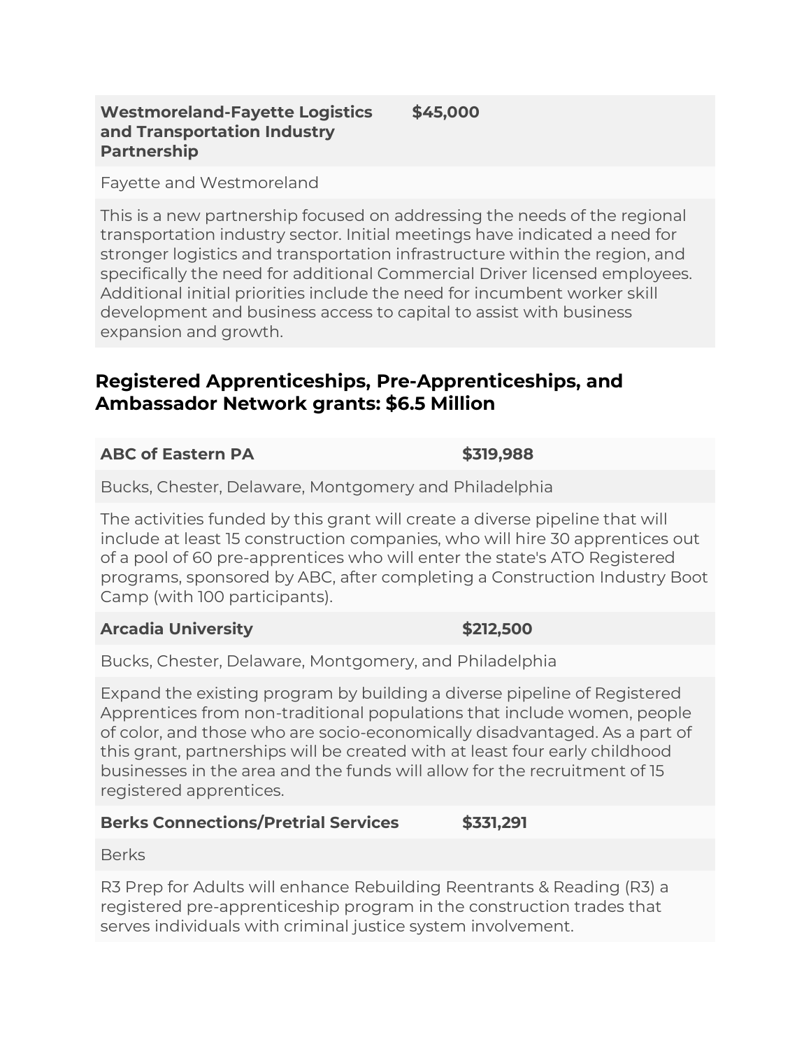**Westmoreland-Fayette Logistics and Transportation Industry Partnership** **$45,000**

Fayette and Westmoreland

This is a new partnership focused on addressing the needs of the regional transportation industry sector. Initial meetings have indicated a need for stronger logistics and transportation infrastructure within the region, and specifically the need for additional Commercial Driver licensed employees. Additional initial priorities include the need for incumbent worker skill development and business access to capital to assist with business expansion and growth.

## Registered Apprenticeships, Pre-Apprenticeships, and Ambassador Network grants: $6.5 Million

**ABC of Eastern PA** **$319,988**

Bucks, Chester, Delaware, Montgomery and Philadelphia

The activities funded by this grant will create a diverse pipeline that will include at least 15 construction companies, who will hire 30 apprentices out of a pool of 60 pre-apprentices who will enter the state's ATO Registered programs, sponsored by ABC, after completing a Construction Industry Boot Camp (with 100 participants).

**Arcadia University** **$212,500**

Bucks, Chester, Delaware, Montgomery, and Philadelphia

Expand the existing program by building a diverse pipeline of Registered Apprentices from non-traditional populations that include women, people of color, and those who are socio-economically disadvantaged. As a part of this grant, partnerships will be created with at least four early childhood businesses in the area and the funds will allow for the recruitment of 15 registered apprentices.

**Berks Connections/Pretrial Services** **$331,291**

Berks

R3 Prep for Adults will enhance Rebuilding Reentrants & Reading (R3) a registered pre-apprenticeship program in the construction trades that serves individuals with criminal justice system involvement.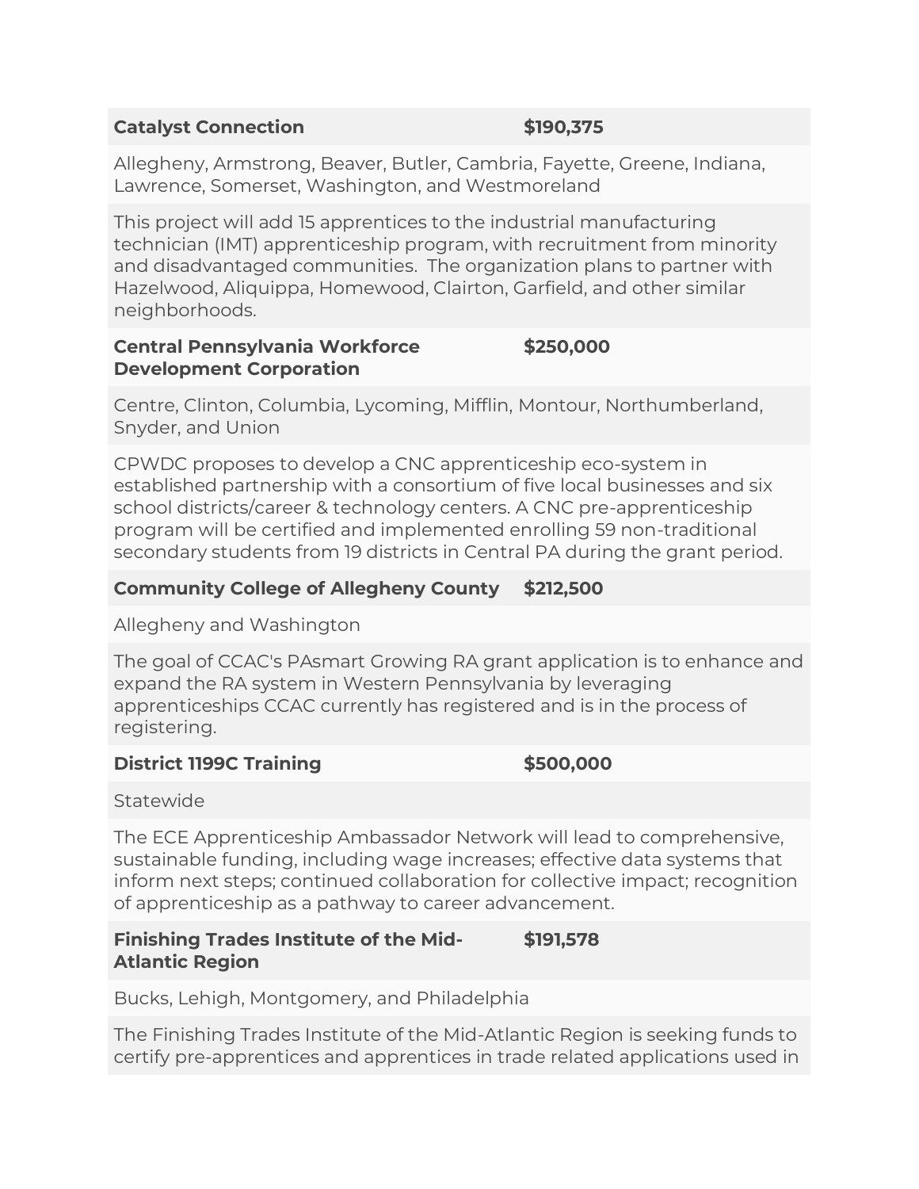| Catalyst Connection | $190,375 |
|---|---|
| Allegheny, Armstrong, Beaver, Butler, Cambria, Fayette, Greene, Indiana, Lawrence, Somerset, Washington, and Westmoreland | |
| This project will add 15 apprentices to the industrial manufacturing technician (IMT) apprenticeship program, with recruitment from minority and disadvantaged communities. The organization plans to partner with Hazelwood, Aliquippa, Homewood, Clairton, Garfield, and other similar neighborhoods. | |
| **Central Pennsylvania Workforce Development Corporation** | **$250,000** |
| Centre, Clinton, Columbia, Lycoming, Mifflin, Montour, Northumberland, Snyder, and Union | |
| CPWDC proposes to develop a CNC apprenticeship eco-system in established partnership with a consortium of five local businesses and six school districts/career & technology centers. A CNC pre-apprenticeship program will be certified and implemented enrolling 59 non-traditional secondary students from 19 districts in Central PA during the grant period. | |
| **Community College of Allegheny County** | **$212,500** |
| Allegheny and Washington | |
| The goal of CCAC's PAsmart Growing RA grant application is to enhance and expand the RA system in Western Pennsylvania by leveraging apprenticeships CCAC currently has registered and is in the process of registering. | |
| **District 1199C Training** | **$500,000** |
| Statewide | |
| The ECE Apprenticeship Ambassador Network will lead to comprehensive, sustainable funding, including wage increases; effective data systems that inform next steps; continued collaboration for collective impact; recognition of apprenticeship as a pathway to career advancement. | |
| **Finishing Trades Institute of the Mid-Atlantic Region** | **$191,578** |
| Bucks, Lehigh, Montgomery, and Philadelphia | |
| The Finishing Trades Institute of the Mid-Atlantic Region is seeking funds to certify pre-apprentices and apprentices in trade related applications used in | |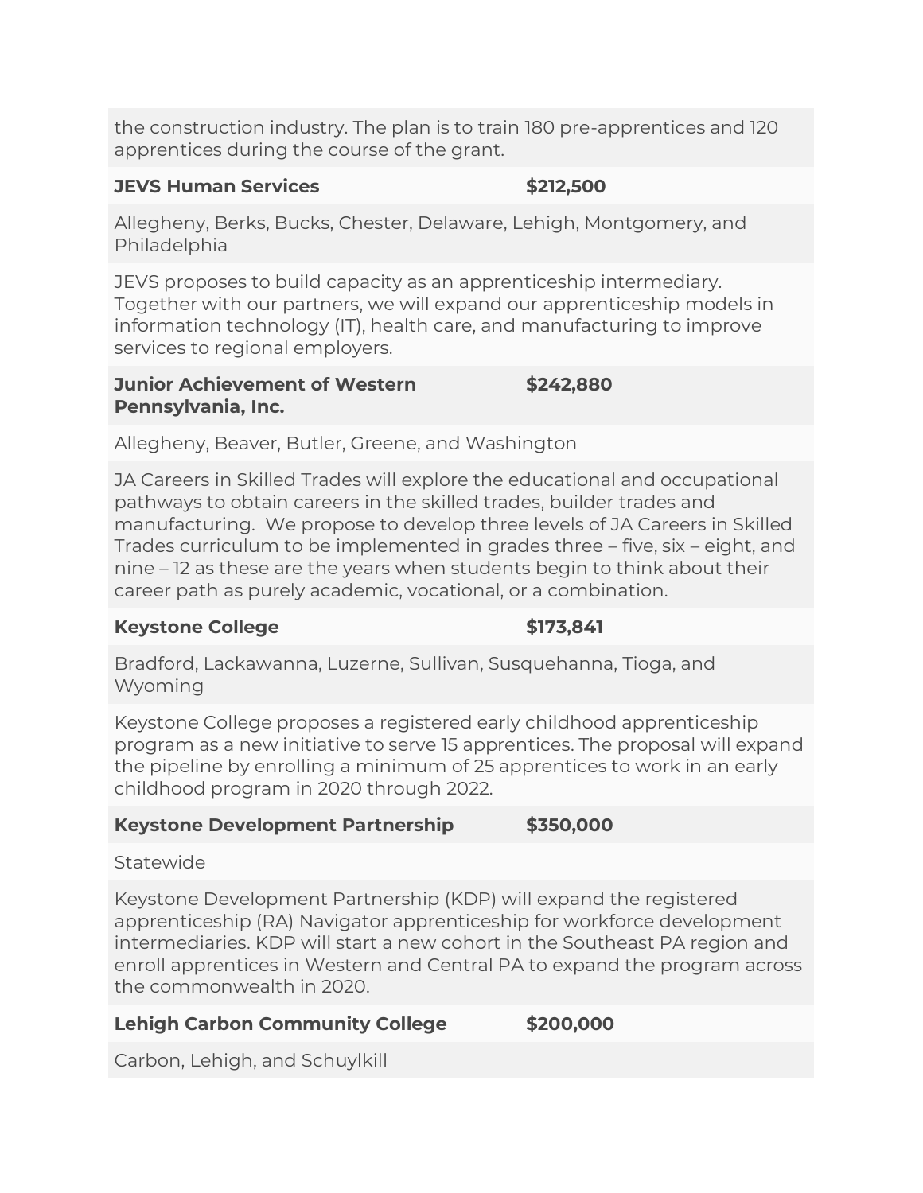the construction industry. The plan is to train 180 pre-apprentices and 120 apprentices during the course of the grant.

| **JEVS Human Services** | **$212,500** |
|---|---|
| Allegheny, Berks, Bucks, Chester, Delaware, Lehigh, Montgomery, and Philadelphia | |
| JEVS proposes to build capacity as an apprenticeship intermediary. Together with our partners, we will expand our apprenticeship models in information technology (IT), health care, and manufacturing to improve services to regional employers. | |
| **Junior Achievement of Western Pennsylvania, Inc.** | **$242,880** |
| Allegheny, Beaver, Butler, Greene, and Washington | |
| JA Careers in Skilled Trades will explore the educational and occupational pathways to obtain careers in the skilled trades, builder trades and manufacturing. We propose to develop three levels of JA Careers in Skilled Trades curriculum to be implemented in grades three – five, six – eight, and nine – 12 as these are the years when students begin to think about their career path as purely academic, vocational, or a combination. | |
| **Keystone College** | **$173,841** |
| Bradford, Lackawanna, Luzerne, Sullivan, Susquehanna, Tioga, and Wyoming | |
| Keystone College proposes a registered early childhood apprenticeship program as a new initiative to serve 15 apprentices. The proposal will expand the pipeline by enrolling a minimum of 25 apprentices to work in an early childhood program in 2020 through 2022. | |
| **Keystone Development Partnership** | **$350,000** |
| Statewide | |
| Keystone Development Partnership (KDP) will expand the registered apprenticeship (RA) Navigator apprenticeship for workforce development intermediaries. KDP will start a new cohort in the Southeast PA region and enroll apprentices in Western and Central PA to expand the program across the commonwealth in 2020. | |
| **Lehigh Carbon Community College** | **$200,000** |
| Carbon, Lehigh, and Schuylkill | |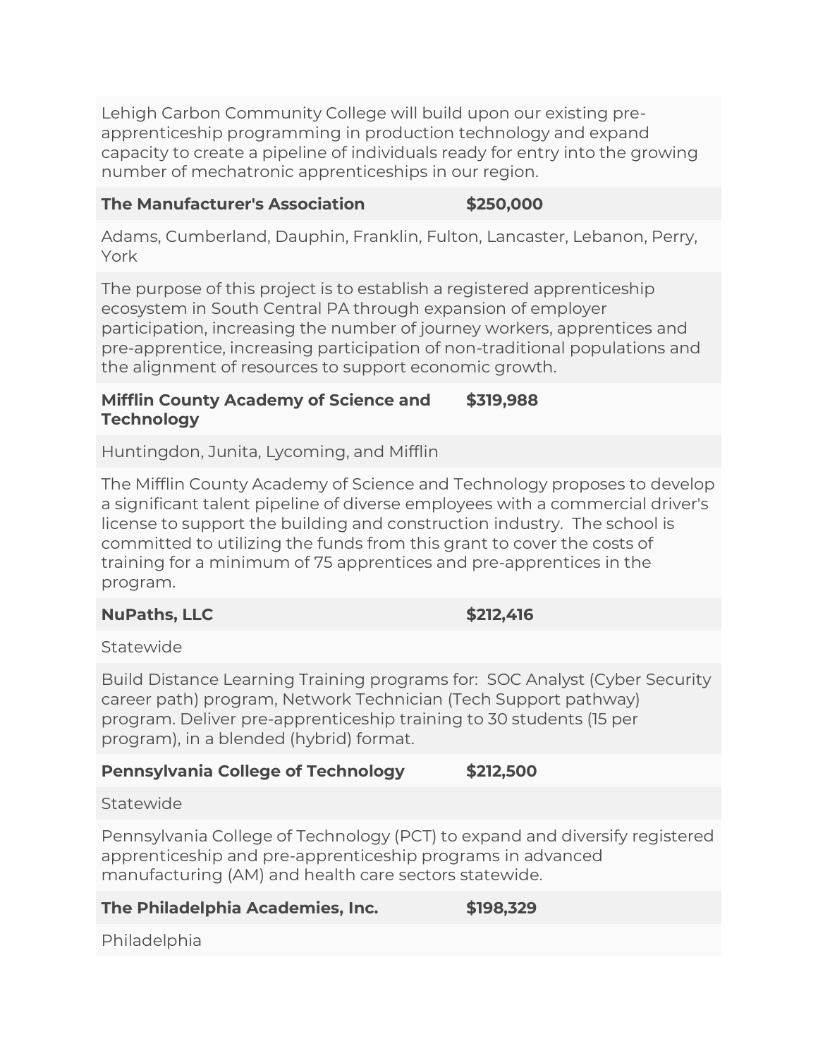Lehigh Carbon Community College will build upon our existing pre-apprenticeship programming in production technology and expand capacity to create a pipeline of individuals ready for entry into the growing number of mechatronic apprenticeships in our region.

| **The Manufacturer's Association** | **$250,000** |
|---|---|

Adams, Cumberland, Dauphin, Franklin, Fulton, Lancaster, Lebanon, Perry, York

The purpose of this project is to establish a registered apprenticeship ecosystem in South Central PA through expansion of employer participation, increasing the number of journey workers, apprentices and pre-apprentice, increasing participation of non-traditional populations and the alignment of resources to support economic growth.

| **Mifflin County Academy of Science and Technology** | **$319,988** |
|---|---|

Huntingdon, Junita, Lycoming, and Mifflin

The Mifflin County Academy of Science and Technology proposes to develop a significant talent pipeline of diverse employees with a commercial driver's license to support the building and construction industry. The school is committed to utilizing the funds from this grant to cover the costs of training for a minimum of 75 apprentices and pre-apprentices in the program.

| **NuPaths, LLC** | **$212,416** |
|---|---|

Statewide

Build Distance Learning Training programs for: SOC Analyst (Cyber Security career path) program, Network Technician (Tech Support pathway) program. Deliver pre-apprenticeship training to 30 students (15 per program), in a blended (hybrid) format.

| **Pennsylvania College of Technology** | **$212,500** |
|---|---|

Statewide

Pennsylvania College of Technology (PCT) to expand and diversify registered apprenticeship and pre-apprenticeship programs in advanced manufacturing (AM) and health care sectors statewide.

| **The Philadelphia Academies, Inc.** | **$198,329** |
|---|---|

Philadelphia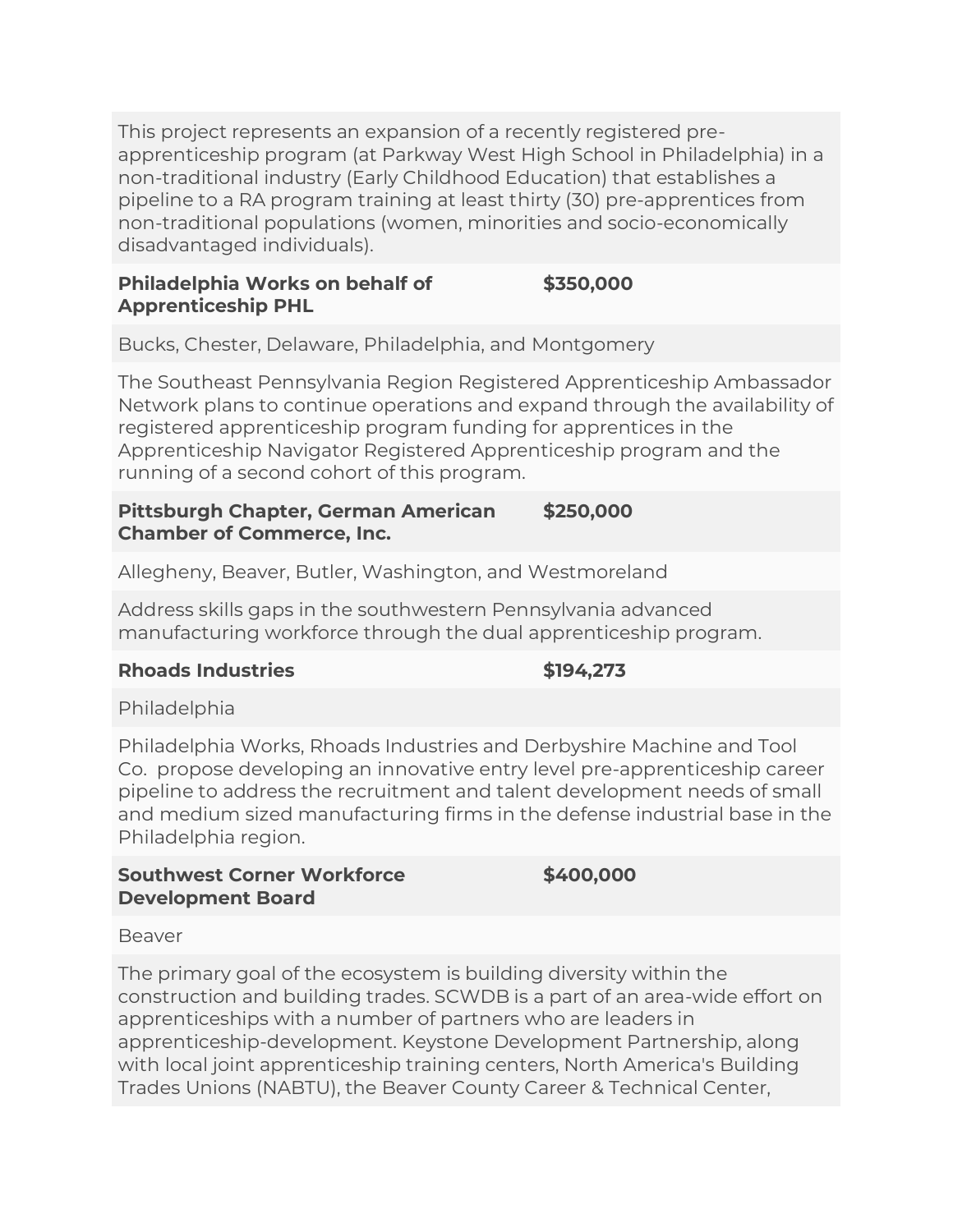This project represents an expansion of a recently registered pre-apprenticeship program (at Parkway West High School in Philadelphia) in a non-traditional industry (Early Childhood Education) that establishes a pipeline to a RA program training at least thirty (30) pre-apprentices from non-traditional populations (women, minorities and socio-economically disadvantaged individuals).

| **Philadelphia Works on behalf of Apprenticeship PHL** | **$350,000** |
|---|---|

Bucks, Chester, Delaware, Philadelphia, and Montgomery

The Southeast Pennsylvania Region Registered Apprenticeship Ambassador Network plans to continue operations and expand through the availability of registered apprenticeship program funding for apprentices in the Apprenticeship Navigator Registered Apprenticeship program and the running of a second cohort of this program.

| **Pittsburgh Chapter, German American Chamber of Commerce, Inc.** | **$250,000** |
|---|---|

Allegheny, Beaver, Butler, Washington, and Westmoreland

Address skills gaps in the southwestern Pennsylvania advanced manufacturing workforce through the dual apprenticeship program.

| **Rhoads Industries** | **$194,273** |
|---|---|

Philadelphia

Philadelphia Works, Rhoads Industries and Derbyshire Machine and Tool Co. propose developing an innovative entry level pre-apprenticeship career pipeline to address the recruitment and talent development needs of small and medium sized manufacturing firms in the defense industrial base in the Philadelphia region.

| **Southwest Corner Workforce Development Board** | **$400,000** |
|---|---|

Beaver

The primary goal of the ecosystem is building diversity within the construction and building trades. SCWDB is a part of an area-wide effort on apprenticeships with a number of partners who are leaders in apprenticeship-development. Keystone Development Partnership, along with local joint apprenticeship training centers, North America's Building Trades Unions (NABTU), the Beaver County Career & Technical Center,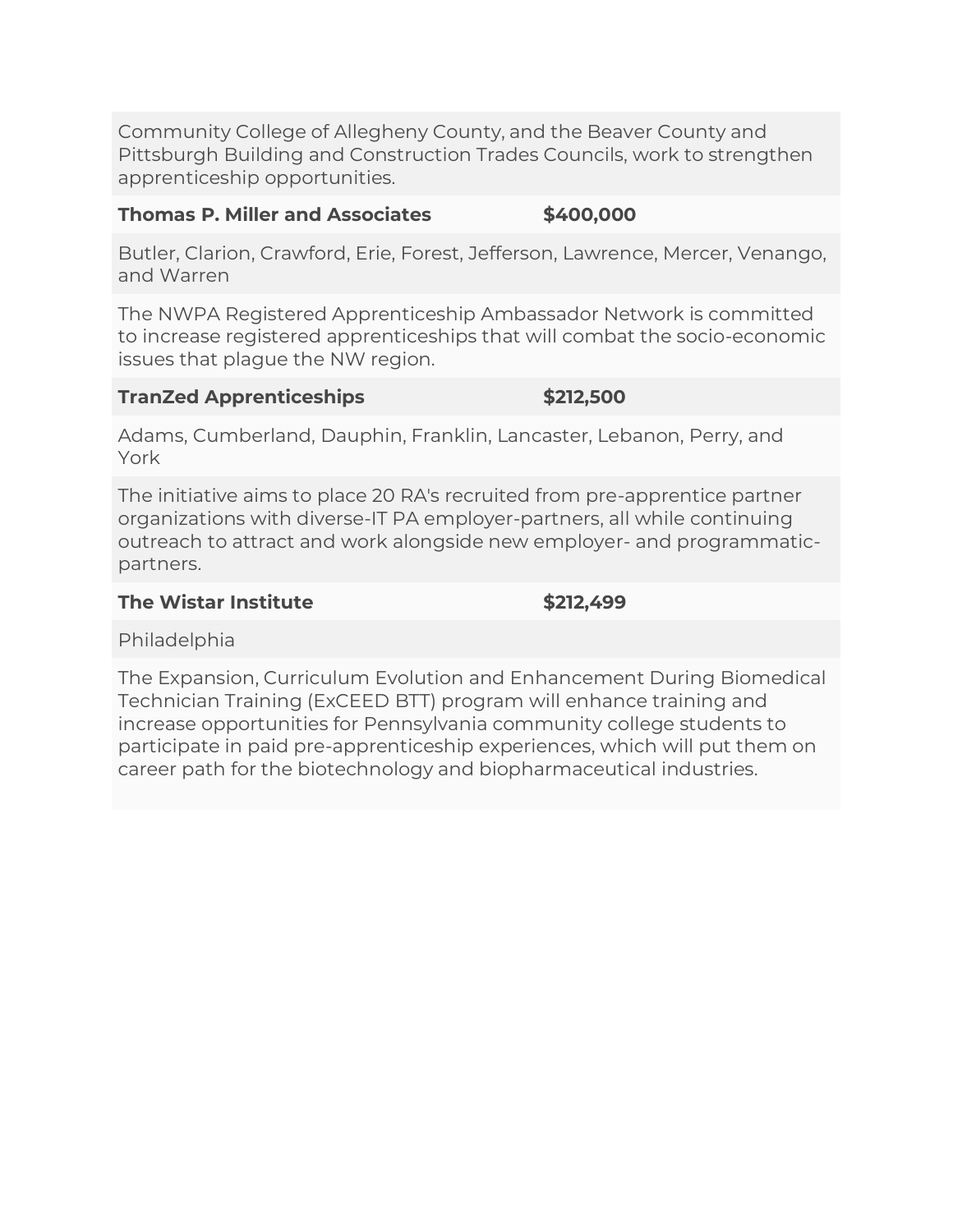Community College of Allegheny County, and the Beaver County and Pittsburgh Building and Construction Trades Councils, work to strengthen apprenticeship opportunities.

**Thomas P. Miller and Associates** **$400,000**

Butler, Clarion, Crawford, Erie, Forest, Jefferson, Lawrence, Mercer, Venango, and Warren

The NWPA Registered Apprenticeship Ambassador Network is committed to increase registered apprenticeships that will combat the socio-economic issues that plague the NW region.

**TranZed Apprenticeships** **$212,500**

Adams, Cumberland, Dauphin, Franklin, Lancaster, Lebanon, Perry, and York

The initiative aims to place 20 RA's recruited from pre-apprentice partner organizations with diverse-IT PA employer-partners, all while continuing outreach to attract and work alongside new employer- and programmatic-partners.

**The Wistar Institute** **$212,499**

Philadelphia

The Expansion, Curriculum Evolution and Enhancement During Biomedical Technician Training (ExCEED BTT) program will enhance training and increase opportunities for Pennsylvania community college students to participate in paid pre-apprenticeship experiences, which will put them on career path for the biotechnology and biopharmaceutical industries.